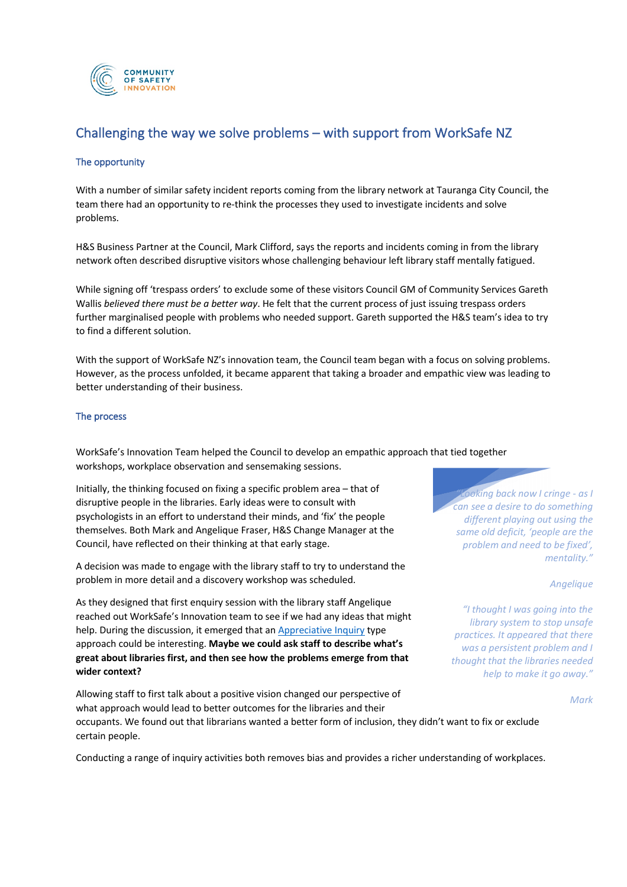# Challenging the way we solve problems – with support from WorkSafe NZ

## The opportunity

With a number of similar safety incident reports coming from the library network at Tauranga City Council, the team there had an opportunity to re-think the processes they used to investigate incidents and solve problems.

H&S Business Partner at the Council, Mark Clifford, says the reports and incidents coming in from the library network often described disruptive visitors whose challenging behaviour left library staff mentally fatigued.

While signing off 'trespass orders' to exclude some of these visitors Council GM of Community Services Gareth Wallis *believed there must be a better way*. He felt that the current process of just issuing trespass orders further marginalised people with problems who needed support. Gareth supported the H&S team's idea to try to find a different solution.

With the support of WorkSafe NZ's innovation team, the Council team began with a focus on solving problems. However, as the process unfolded, it became apparent that taking a broader and empathic view was leading to better understanding of their business.

## The process

WorkSafe's Innovation Team helped the Council to develop an empathic approach that tied together workshops, workplace observation and sensemaking sessions.

Initially, the thinking focused on fixing a specific problem area – that of disruptive people in the libraries. Early ideas were to consult with psychologists in an effort to understand their minds, and 'fix' the people themselves. Both Mark and Angelique Fraser, H&S Change Manager at the Council, have reflected on their thinking at that early stage.

> *"Looking back now I cringe - as I can see a desire to do something different playing out using the same old deficit, 'people are the problem and need to be fixed', mentality."*
>
> *Angelique*

> *"I thought I was going into the library system to stop unsafe practices. It appeared that there was a persistent problem and I thought that the libraries needed help to make it go away."*
>
> *Mark*

A decision was made to engage with the library staff to try to understand the problem in more detail and a discovery workshop was scheduled.

As they designed that first enquiry session with the library staff Angelique reached out WorkSafe's Innovation team to see if we had any ideas that might help. During the discussion, it emerged that an Appreciative Inquiry type approach could be interesting. **Maybe we could ask staff to describe what's great about libraries first, and then see how the problems emerge from that wider context?**

Allowing staff to first talk about a positive vision changed our perspective of what approach would lead to better outcomes for the libraries and their occupants. We found out that librarians wanted a better form of inclusion, they didn't want to fix or exclude certain people.

Conducting a range of inquiry activities both removes bias and provides a richer understanding of workplaces.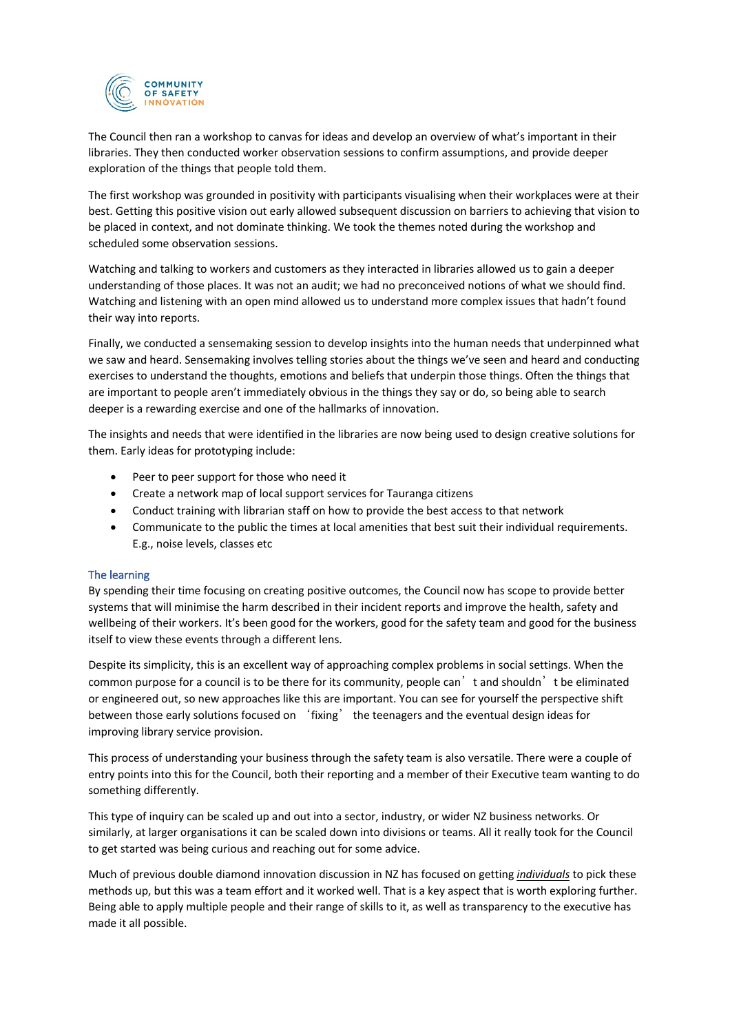The Council then ran a workshop to canvas for ideas and develop an overview of what's important in their libraries. They then conducted worker observation sessions to confirm assumptions, and provide deeper exploration of the things that people told them.

The first workshop was grounded in positivity with participants visualising when their workplaces were at their best. Getting this positive vision out early allowed subsequent discussion on barriers to achieving that vision to be placed in context, and not dominate thinking. We took the themes noted during the workshop and scheduled some observation sessions.

Watching and talking to workers and customers as they interacted in libraries allowed us to gain a deeper understanding of those places. It was not an audit; we had no preconceived notions of what we should find. Watching and listening with an open mind allowed us to understand more complex issues that hadn't found their way into reports.

Finally, we conducted a sensemaking session to develop insights into the human needs that underpinned what we saw and heard. Sensemaking involves telling stories about the things we've seen and heard and conducting exercises to understand the thoughts, emotions and beliefs that underpin those things. Often the things that are important to people aren't immediately obvious in the things they say or do, so being able to search deeper is a rewarding exercise and one of the hallmarks of innovation.

The insights and needs that were identified in the libraries are now being used to design creative solutions for them. Early ideas for prototyping include:

- Peer to peer support for those who need it
- Create a network map of local support services for Tauranga citizens
- Conduct training with librarian staff on how to provide the best access to that network
- Communicate to the public the times at local amenities that best suit their individual requirements. E.g., noise levels, classes etc

## The learning

By spending their time focusing on creating positive outcomes, the Council now has scope to provide better systems that will minimise the harm described in their incident reports and improve the health, safety and wellbeing of their workers. It's been good for the workers, good for the safety team and good for the business itself to view these events through a different lens.

Despite its simplicity, this is an excellent way of approaching complex problems in social settings. When the common purpose for a council is to be there for its community, people can't and shouldn't be eliminated or engineered out, so new approaches like this are important. You can see for yourself the perspective shift between those early solutions focused on 'fixing' the teenagers and the eventual design ideas for improving library service provision.

This process of understanding your business through the safety team is also versatile. There were a couple of entry points into this for the Council, both their reporting and a member of their Executive team wanting to do something differently.

This type of inquiry can be scaled up and out into a sector, industry, or wider NZ business networks. Or similarly, at larger organisations it can be scaled down into divisions or teams. All it really took for the Council to get started was being curious and reaching out for some advice.

Much of previous double diamond innovation discussion in NZ has focused on getting ***individuals*** to pick these methods up, but this was a team effort and it worked well. That is a key aspect that is worth exploring further. Being able to apply multiple people and their range of skills to it, as well as transparency to the executive has made it all possible.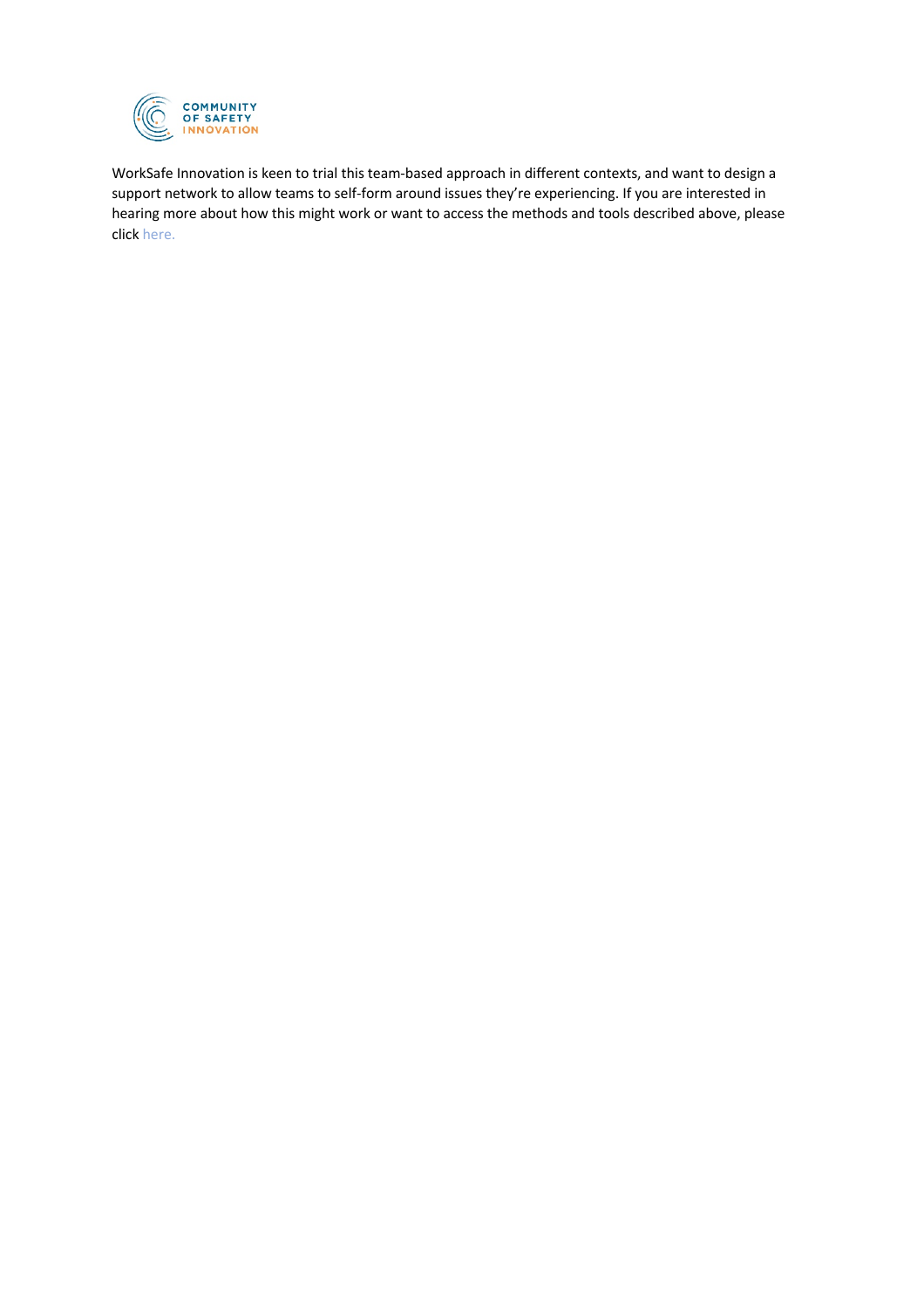WorkSafe Innovation is keen to trial this team-based approach in different contexts, and want to design a support network to allow teams to self-form around issues they're experiencing. If you are interested in hearing more about how this might work or want to access the methods and tools described above, please click here.